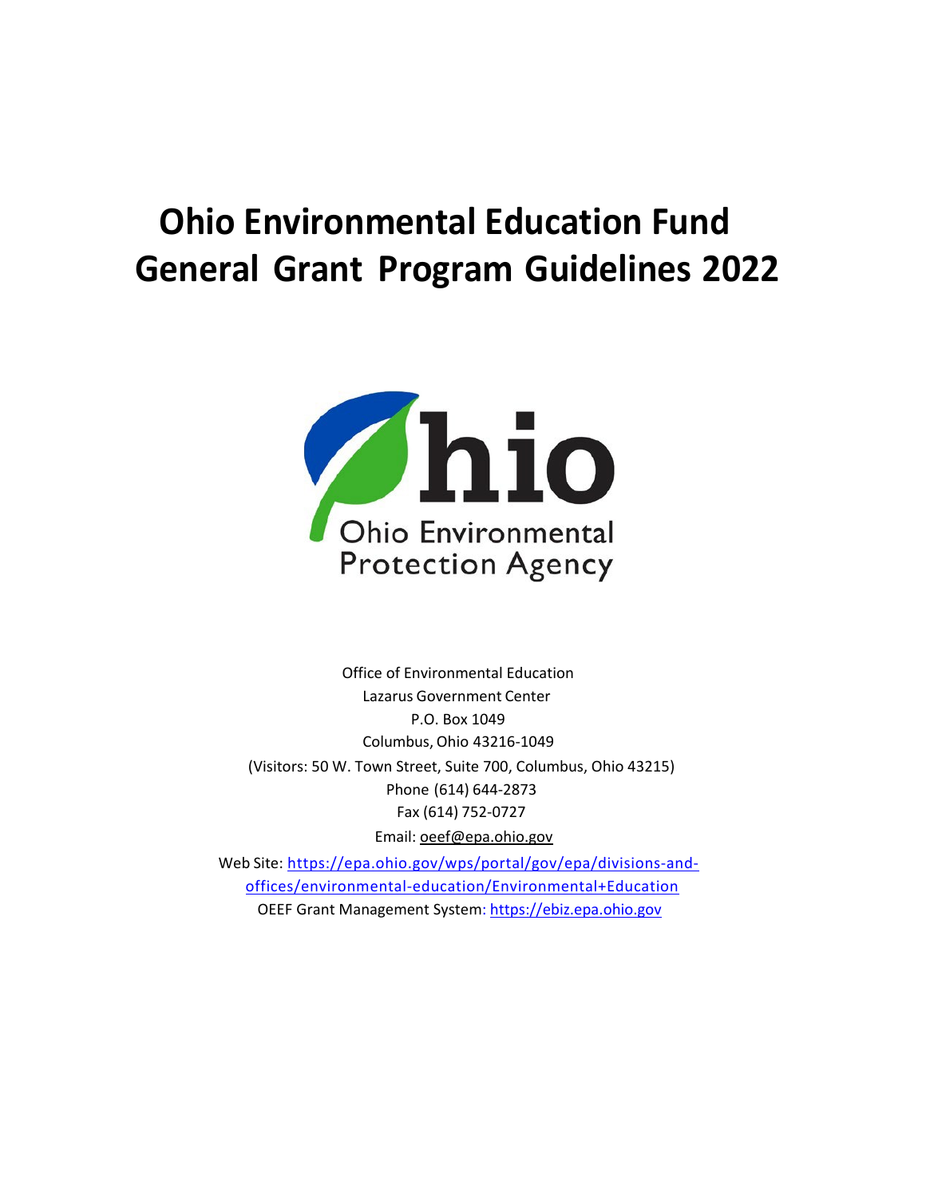# Ohio Environmental Education Fund General Grant Program Guidelines 2022

Ohio Environmental Protection Agency

Office of Environmental Education
Lazarus Government Center
P.O. Box 1049
Columbus, Ohio 43216-1049
(Visitors: 50 W. Town Street, Suite 700, Columbus, Ohio 43215)
Phone (614) 644-2873
Fax (614) 752-0727
Email: oeef@epa.ohio.gov
Web Site: https://epa.ohio.gov/wps/portal/gov/epa/divisions-and-offices/environmental-education/Environmental+Education
OEEF Grant Management System: https://ebiz.epa.ohio.gov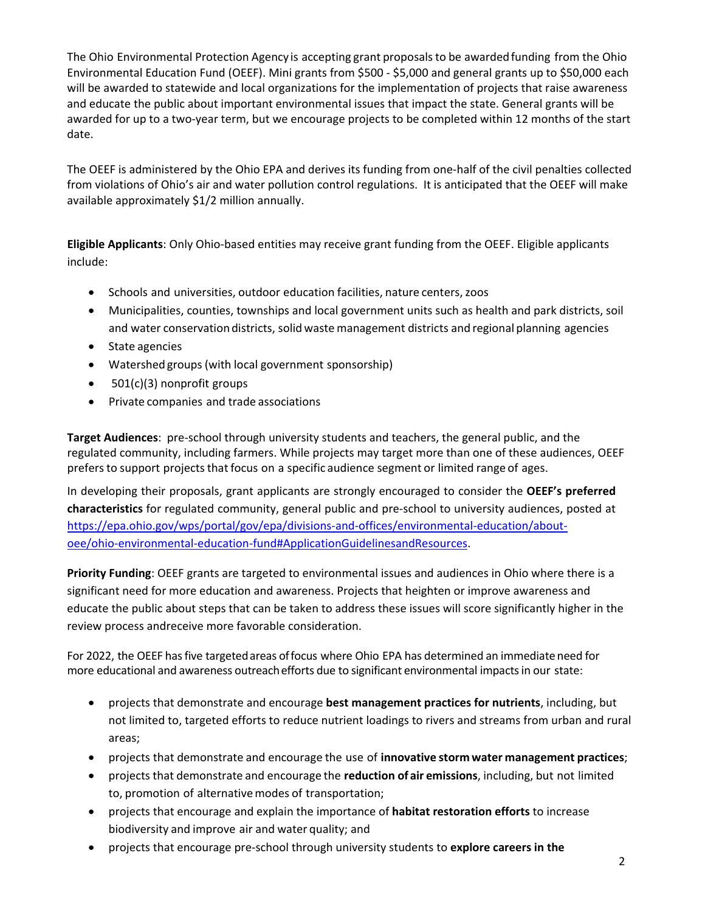The Ohio Environmental Protection Agency is accepting grant proposals to be awarded funding from the Ohio Environmental Education Fund (OEEF). Mini grants from $500 - $5,000 and general grants up to $50,000 each will be awarded to statewide and local organizations for the implementation of projects that raise awareness and educate the public about important environmental issues that impact the state. General grants will be awarded for up to a two-year term, but we encourage projects to be completed within 12 months of the start date.

The OEEF is administered by the Ohio EPA and derives its funding from one-half of the civil penalties collected from violations of Ohio's air and water pollution control regulations. It is anticipated that the OEEF will make available approximately $1/2 million annually.

**Eligible Applicants**: Only Ohio-based entities may receive grant funding from the OEEF. Eligible applicants include:

- Schools and universities, outdoor education facilities, nature centers, zoos
- Municipalities, counties, townships and local government units such as health and park districts, soil and water conservation districts, solid waste management districts and regional planning agencies
- State agencies
- Watershed groups (with local government sponsorship)
- 501(c)(3) nonprofit groups
- Private companies and trade associations

**Target Audiences**: pre-school through university students and teachers, the general public, and the regulated community, including farmers. While projects may target more than one of these audiences, OEEF prefers to support projects that focus on a specific audience segment or limited range of ages.

In developing their proposals, grant applicants are strongly encouraged to consider the **OEEF's preferred characteristics** for regulated community, general public and pre-school to university audiences, posted at https://epa.ohio.gov/wps/portal/gov/epa/divisions-and-offices/environmental-education/about-oee/ohio-environmental-education-fund#ApplicationGuidelinesandResources.

**Priority Funding**: OEEF grants are targeted to environmental issues and audiences in Ohio where there is a significant need for more education and awareness. Projects that heighten or improve awareness and educate the public about steps that can be taken to address these issues will score significantly higher in the review process andreceive more favorable consideration.

For 2022, the OEEF has five targeted areas of focus where Ohio EPA has determined an immediate need for more educational and awareness outreach efforts due to significant environmental impacts in our state:

- projects that demonstrate and encourage **best management practices for nutrients**, including, but not limited to, targeted efforts to reduce nutrient loadings to rivers and streams from urban and rural areas;
- projects that demonstrate and encourage the use of **innovative storm water management practices**;
- projects that demonstrate and encourage the **reduction of air emissions**, including, but not limited to, promotion of alternative modes of transportation;
- projects that encourage and explain the importance of **habitat restoration efforts** to increase biodiversity and improve air and water quality; and
- projects that encourage pre-school through university students to **explore careers in the**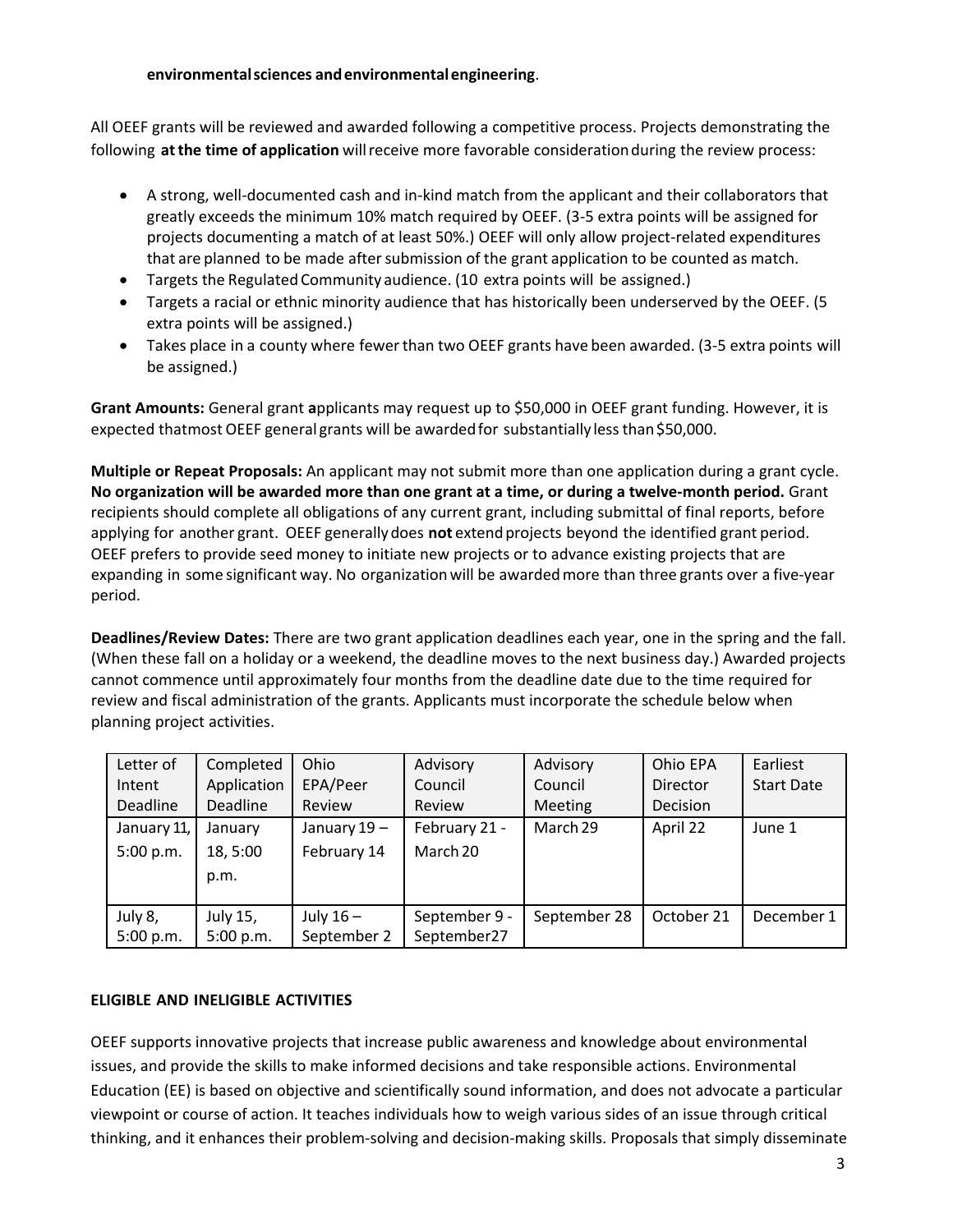**environmental sciences and environmental engineering**.

All OEEF grants will be reviewed and awarded following a competitive process. Projects demonstrating the following **at the time of application** will receive more favorable consideration during the review process:

- A strong, well-documented cash and in-kind match from the applicant and their collaborators that greatly exceeds the minimum 10% match required by OEEF. (3-5 extra points will be assigned for projects documenting a match of at least 50%.) OEEF will only allow project-related expenditures that are planned to be made after submission of the grant application to be counted as match.
- Targets the Regulated Community audience. (10 extra points will be assigned.)
- Targets a racial or ethnic minority audience that has historically been underserved by the OEEF. (5 extra points will be assigned.)
- Takes place in a county where fewer than two OEEF grants have been awarded. (3-5 extra points will be assigned.)

**Grant Amounts:** General grant **a**pplicants may request up to $50,000 in OEEF grant funding. However, it is expected that most OEEF general grants will be awarded for substantially less than $50,000.

**Multiple or Repeat Proposals:** An applicant may not submit more than one application during a grant cycle. **No organization will be awarded more than one grant at a time, or during a twelve-month period.** Grant recipients should complete all obligations of any current grant, including submittal of final reports, before applying for another grant. OEEF generally does **not** extend projects beyond the identified grant period. OEEF prefers to provide seed money to initiate new projects or to advance existing projects that are expanding in some significant way. No organization will be awarded more than three grants over a five-year period.

**Deadlines/Review Dates:** There are two grant application deadlines each year, one in the spring and the fall. (When these fall on a holiday or a weekend, the deadline moves to the next business day.) Awarded projects cannot commence until approximately four months from the deadline date due to the time required for review and fiscal administration of the grants. Applicants must incorporate the schedule below when planning project activities.

| Letter of Intent Deadline | Completed Application Deadline | Ohio EPA/Peer Review | Advisory Council Review | Advisory Council Meeting | Ohio EPA Director Decision | Earliest Start Date |
|---|---|---|---|---|---|---|
| January 11, 5:00 p.m. | January 18, 5:00 p.m. | January 19 – February 14 | February 21 - March 20 | March 29 | April 22 | June 1 |
| July 8, 5:00 p.m. | July 15, 5:00 p.m. | July 16 – September 2 | September 9 - September27 | September 28 | October 21 | December 1 |

## ELIGIBLE AND INELIGIBLE ACTIVITIES

OEEF supports innovative projects that increase public awareness and knowledge about environmental issues, and provide the skills to make informed decisions and take responsible actions. Environmental Education (EE) is based on objective and scientifically sound information, and does not advocate a particular viewpoint or course of action. It teaches individuals how to weigh various sides of an issue through critical thinking, and it enhances their problem-solving and decision-making skills. Proposals that simply disseminate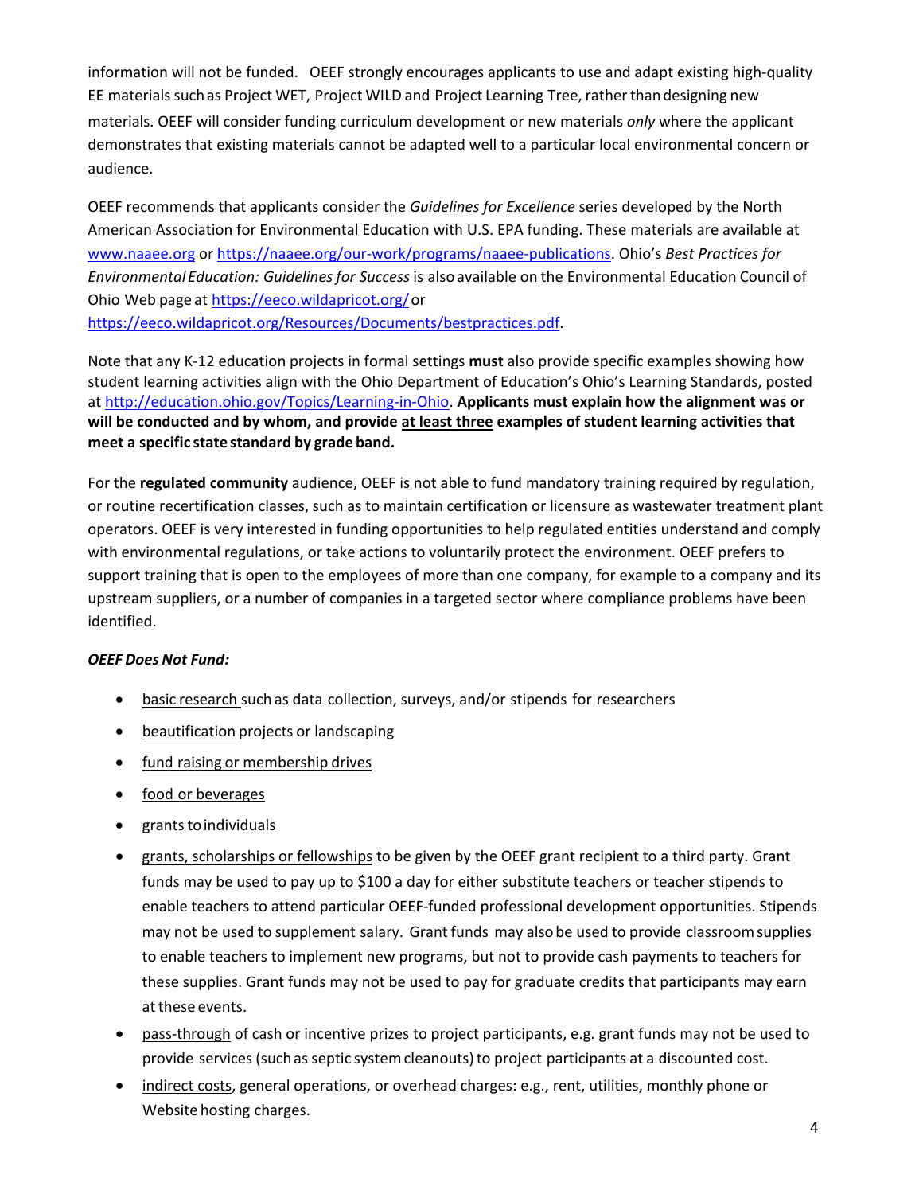information will not be funded. OEEF strongly encourages applicants to use and adapt existing high-quality EE materials such as Project WET, Project WILD and Project Learning Tree, rather than designing new materials. OEEF will consider funding curriculum development or new materials *only* where the applicant demonstrates that existing materials cannot be adapted well to a particular local environmental concern or audience.

OEEF recommends that applicants consider the *Guidelines for Excellence* series developed by the North American Association for Environmental Education with U.S. EPA funding. These materials are available at [www.naaee.org](www.naaee.org) or [https://naaee.org/our-work/programs/naaee-publications](https://naaee.org/our-work/programs/naaee-publications). Ohio's *Best Practices for Environmental Education: Guidelines for Success* is also available on the Environmental Education Council of Ohio Web page at [https://eeco.wildapricot.org/](https://eeco.wildapricot.org/) or [https://eeco.wildapricot.org/Resources/Documents/bestpractices.pdf](https://eeco.wildapricot.org/Resources/Documents/bestpractices.pdf).

Note that any K-12 education projects in formal settings **must** also provide specific examples showing how student learning activities align with the Ohio Department of Education's Ohio's Learning Standards, posted at [http://education.ohio.gov/Topics/Learning-in-Ohio](http://education.ohio.gov/Topics/Learning-in-Ohio). **Applicants must explain how the alignment was or will be conducted and by whom, and provide <u>at least three</u> examples of student learning activities that meet a specific state standard by grade band.**

For the **regulated community** audience, OEEF is not able to fund mandatory training required by regulation, or routine recertification classes, such as to maintain certification or licensure as wastewater treatment plant operators. OEEF is very interested in funding opportunities to help regulated entities understand and comply with environmental regulations, or take actions to voluntarily protect the environment. OEEF prefers to support training that is open to the employees of more than one company, for example to a company and its upstream suppliers, or a number of companies in a targeted sector where compliance problems have been identified.

***OEEF Does Not Fund:***

- <u>basic research</u> such as data collection, surveys, and/or stipends for researchers
- <u>beautification</u> projects or landscaping
- <u>fund raising or membership drives</u>
- <u>food or beverages</u>
- <u>grants to individuals</u>
- <u>grants, scholarships or fellowships</u> to be given by the OEEF grant recipient to a third party. Grant funds may be used to pay up to $100 a day for either substitute teachers or teacher stipends to enable teachers to attend particular OEEF-funded professional development opportunities. Stipends may not be used to supplement salary. Grant funds may also be used to provide classroom supplies to enable teachers to implement new programs, but not to provide cash payments to teachers for these supplies. Grant funds may not be used to pay for graduate credits that participants may earn at these events.
- <u>pass-through</u> of cash or incentive prizes to project participants, e.g. grant funds may not be used to provide services (such as septic system cleanouts) to project participants at a discounted cost.
- <u>indirect costs</u>, general operations, or overhead charges: e.g., rent, utilities, monthly phone or Website hosting charges.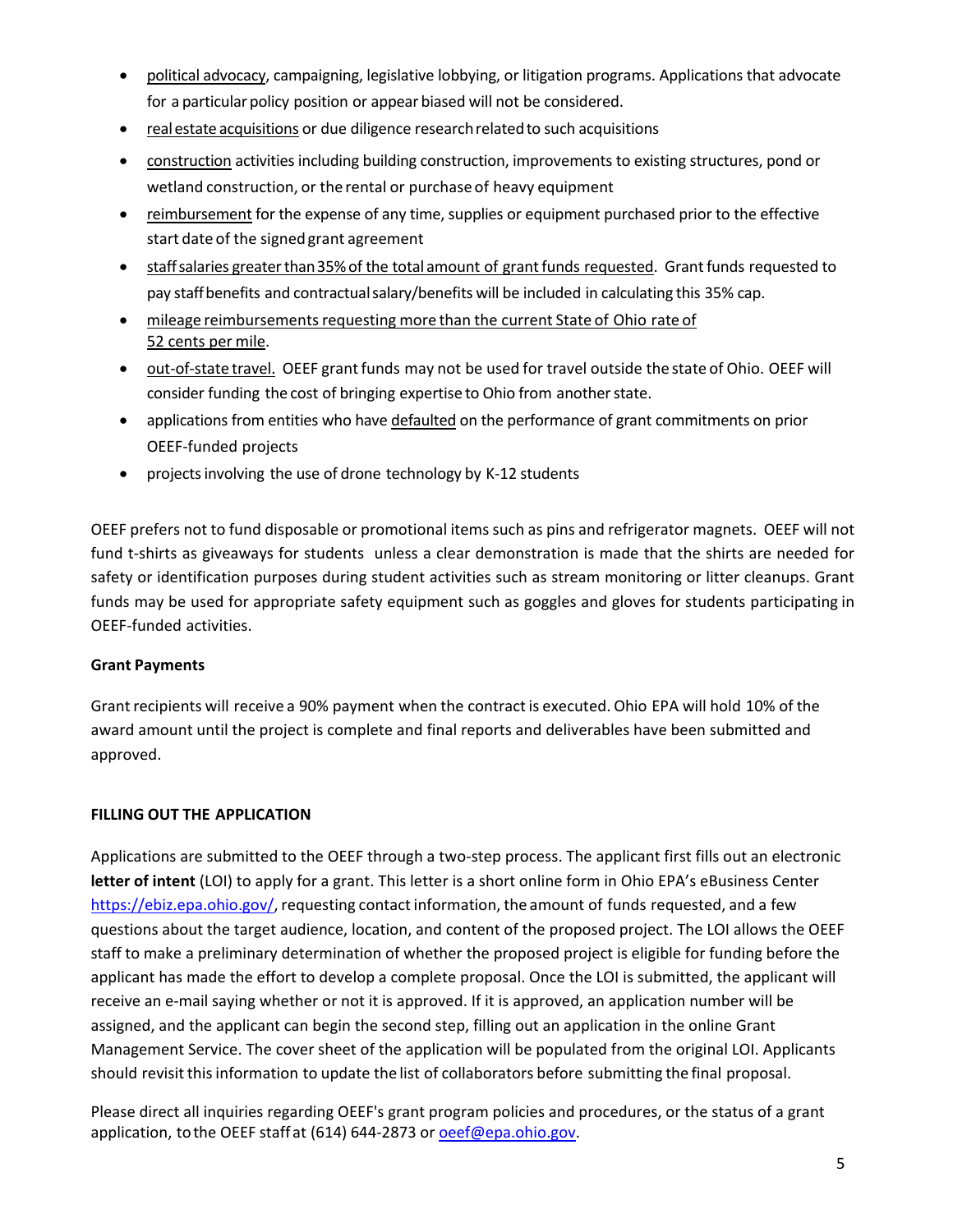- political advocacy, campaigning, legislative lobbying, or litigation programs. Applications that advocate for a particular policy position or appear biased will not be considered.
- real estate acquisitions or due diligence research related to such acquisitions
- construction activities including building construction, improvements to existing structures, pond or wetland construction, or the rental or purchase of heavy equipment
- reimbursement for the expense of any time, supplies or equipment purchased prior to the effective start date of the signed grant agreement
- staff salaries greater than 35% of the total amount of grant funds requested. Grant funds requested to pay staff benefits and contractual salary/benefits will be included in calculating this 35% cap.
- mileage reimbursements requesting more than the current State of Ohio rate of 52 cents per mile.
- out-of-state travel. OEEF grant funds may not be used for travel outside the state of Ohio. OEEF will consider funding the cost of bringing expertise to Ohio from another state.
- applications from entities who have defaulted on the performance of grant commitments on prior OEEF-funded projects
- projects involving the use of drone technology by K-12 students

OEEF prefers not to fund disposable or promotional items such as pins and refrigerator magnets. OEEF will not fund t-shirts as giveaways for students unless a clear demonstration is made that the shirts are needed for safety or identification purposes during student activities such as stream monitoring or litter cleanups. Grant funds may be used for appropriate safety equipment such as goggles and gloves for students participating in OEEF-funded activities.

**Grant Payments**

Grant recipients will receive a 90% payment when the contract is executed. Ohio EPA will hold 10% of the award amount until the project is complete and final reports and deliverables have been submitted and approved.

**FILLING OUT THE APPLICATION**

Applications are submitted to the OEEF through a two-step process. The applicant first fills out an electronic **letter of intent** (LOI) to apply for a grant. This letter is a short online form in Ohio EPA's eBusiness Center https://ebiz.epa.ohio.gov/, requesting contact information, the amount of funds requested, and a few questions about the target audience, location, and content of the proposed project. The LOI allows the OEEF staff to make a preliminary determination of whether the proposed project is eligible for funding before the applicant has made the effort to develop a complete proposal. Once the LOI is submitted, the applicant will receive an e-mail saying whether or not it is approved. If it is approved, an application number will be assigned, and the applicant can begin the second step, filling out an application in the online Grant Management Service. The cover sheet of the application will be populated from the original LOI. Applicants should revisit this information to update the list of collaborators before submitting the final proposal.

Please direct all inquiries regarding OEEF's grant program policies and procedures, or the status of a grant application, to the OEEF staff at (614) 644-2873 or oeef@epa.ohio.gov.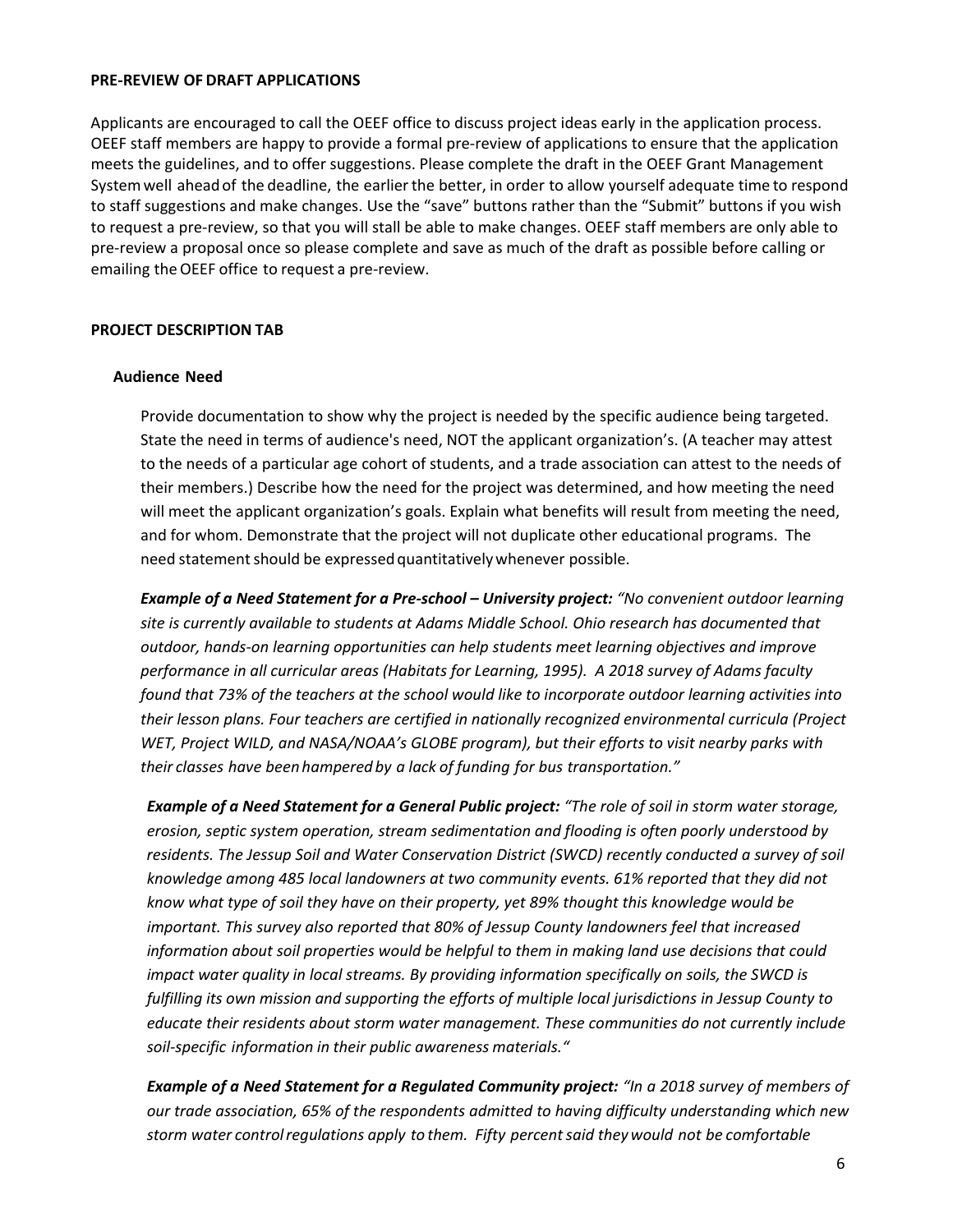**PRE-REVIEW OF DRAFT APPLICATIONS**

Applicants are encouraged to call the OEEF office to discuss project ideas early in the application process. OEEF staff members are happy to provide a formal pre-review of applications to ensure that the application meets the guidelines, and to offer suggestions. Please complete the draft in the OEEF Grant Management System well ahead of the deadline, the earlier the better, in order to allow yourself adequate time to respond to staff suggestions and make changes. Use the "save" buttons rather than the "Submit" buttons if you wish to request a pre-review, so that you will stall be able to make changes. OEEF staff members are only able to pre-review a proposal once so please complete and save as much of the draft as possible before calling or emailing the OEEF office to request a pre-review.

**PROJECT DESCRIPTION TAB**

**Audience Need**

Provide documentation to show why the project is needed by the specific audience being targeted. State the need in terms of audience's need, NOT the applicant organization's. (A teacher may attest to the needs of a particular age cohort of students, and a trade association can attest to the needs of their members.) Describe how the need for the project was determined, and how meeting the need will meet the applicant organization's goals. Explain what benefits will result from meeting the need, and for whom. Demonstrate that the project will not duplicate other educational programs. The need statement should be expressed quantitatively whenever possible.

***Example of a Need Statement for a Pre-school – University project:*** *"No convenient outdoor learning site is currently available to students at Adams Middle School. Ohio research has documented that outdoor, hands-on learning opportunities can help students meet learning objectives and improve performance in all curricular areas (Habitats for Learning, 1995). A 2018 survey of Adams faculty found that 73% of the teachers at the school would like to incorporate outdoor learning activities into their lesson plans. Four teachers are certified in nationally recognized environmental curricula (Project WET, Project WILD, and NASA/NOAA's GLOBE program), but their efforts to visit nearby parks with their classes have been hampered by a lack of funding for bus transportation."*

***Example of a Need Statement for a General Public project:*** *"The role of soil in storm water storage, erosion, septic system operation, stream sedimentation and flooding is often poorly understood by residents. The Jessup Soil and Water Conservation District (SWCD) recently conducted a survey of soil knowledge among 485 local landowners at two community events. 61% reported that they did not know what type of soil they have on their property, yet 89% thought this knowledge would be important. This survey also reported that 80% of Jessup County landowners feel that increased information about soil properties would be helpful to them in making land use decisions that could impact water quality in local streams. By providing information specifically on soils, the SWCD is fulfilling its own mission and supporting the efforts of multiple local jurisdictions in Jessup County to educate their residents about storm water management. These communities do not currently include soil-specific information in their public awareness materials."*

***Example of a Need Statement for a Regulated Community project:*** *"In a 2018 survey of members of our trade association, 65% of the respondents admitted to having difficulty understanding which new storm water control regulations apply to them. Fifty percent said they would not be comfortable*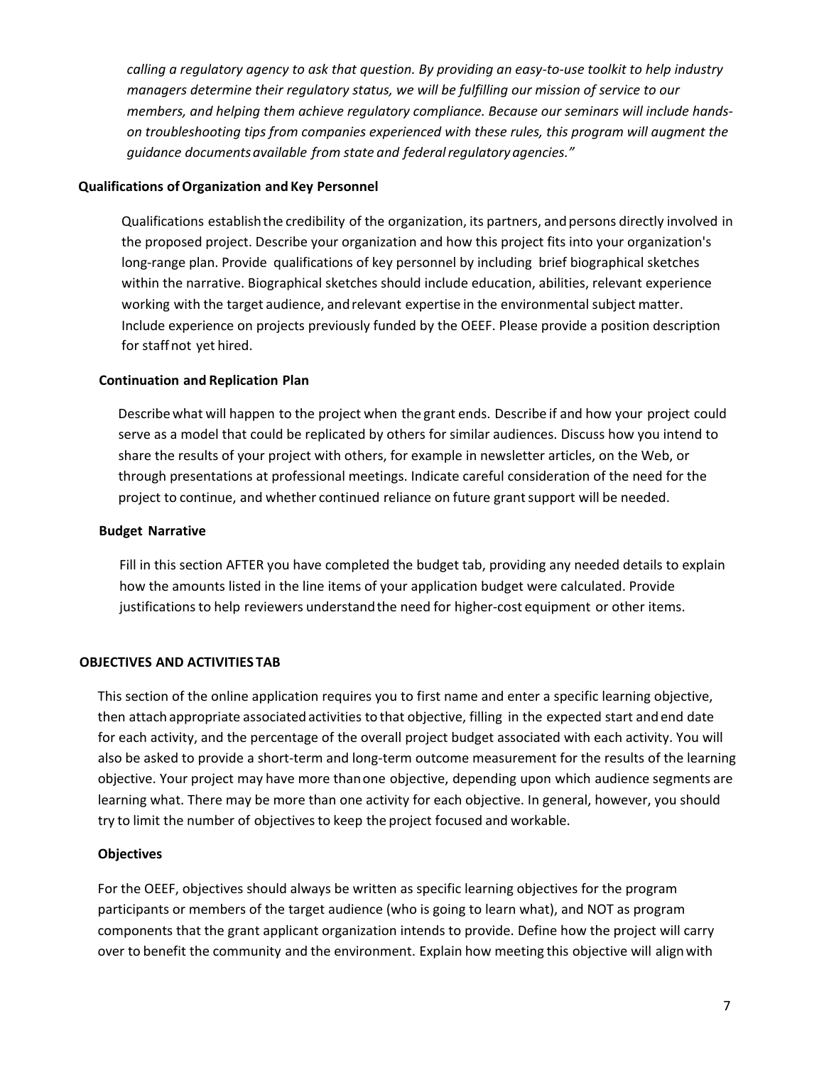*calling a regulatory agency to ask that question. By providing an easy-to-use toolkit to help industry managers determine their regulatory status, we will be fulfilling our mission of service to our members, and helping them achieve regulatory compliance. Because our seminars will include hands-on troubleshooting tips from companies experienced with these rules, this program will augment the guidance documents available from state and federal regulatory agencies."*

### Qualifications of Organization and Key Personnel

Qualifications establish the credibility of the organization, its partners, and persons directly involved in the proposed project. Describe your organization and how this project fits into your organization's long-range plan. Provide qualifications of key personnel by including brief biographical sketches within the narrative. Biographical sketches should include education, abilities, relevant experience working with the target audience, and relevant expertise in the environmental subject matter. Include experience on projects previously funded by the OEEF. Please provide a position description for staff not yet hired.

### Continuation and Replication Plan

Describe what will happen to the project when the grant ends. Describe if and how your project could serve as a model that could be replicated by others for similar audiences. Discuss how you intend to share the results of your project with others, for example in newsletter articles, on the Web, or through presentations at professional meetings. Indicate careful consideration of the need for the project to continue, and whether continued reliance on future grant support will be needed.

### Budget Narrative

Fill in this section AFTER you have completed the budget tab, providing any needed details to explain how the amounts listed in the line items of your application budget were calculated. Provide justifications to help reviewers understand the need for higher-cost equipment or other items.

## OBJECTIVES AND ACTIVITIES TAB

This section of the online application requires you to first name and enter a specific learning objective, then attach appropriate associated activities to that objective, filling in the expected start and end date for each activity, and the percentage of the overall project budget associated with each activity. You will also be asked to provide a short-term and long-term outcome measurement for the results of the learning objective. Your project may have more than one objective, depending upon which audience segments are learning what. There may be more than one activity for each objective. In general, however, you should try to limit the number of objectives to keep the project focused and workable.

### Objectives

For the OEEF, objectives should always be written as specific learning objectives for the program participants or members of the target audience (who is going to learn what), and NOT as program components that the grant applicant organization intends to provide. Define how the project will carry over to benefit the community and the environment. Explain how meeting this objective will align with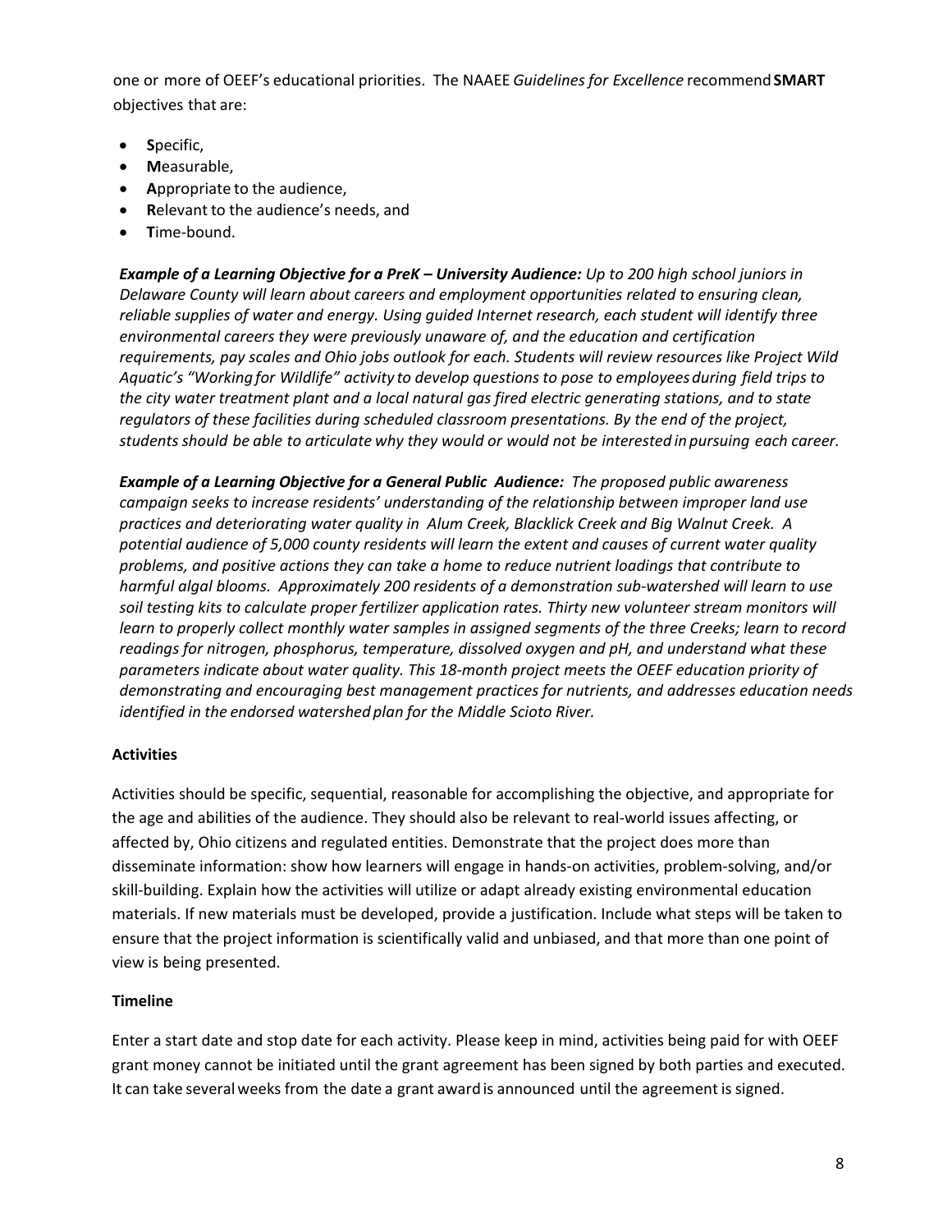one or more of OEEF's educational priorities. The NAAEE *Guidelines for Excellence* recommend **SMART** objectives that are:

- **S**pecific,
- **M**easurable,
- **A**ppropriate to the audience,
- **R**elevant to the audience's needs, and
- **T**ime-bound.

***Example of a Learning Objective for a PreK – University Audience:*** *Up to 200 high school juniors in Delaware County will learn about careers and employment opportunities related to ensuring clean, reliable supplies of water and energy. Using guided Internet research, each student will identify three environmental careers they were previously unaware of, and the education and certification requirements, pay scales and Ohio jobs outlook for each. Students will review resources like Project Wild Aquatic's "Working for Wildlife" activity to develop questions to pose to employees during field trips to the city water treatment plant and a local natural gas fired electric generating stations, and to state regulators of these facilities during scheduled classroom presentations. By the end of the project, students should be able to articulate why they would or would not be interested in pursuing each career.*

***Example of a Learning Objective for a General Public Audience:*** *The proposed public awareness campaign seeks to increase residents' understanding of the relationship between improper land use practices and deteriorating water quality in Alum Creek, Blacklick Creek and Big Walnut Creek. A potential audience of 5,000 county residents will learn the extent and causes of current water quality problems, and positive actions they can take a home to reduce nutrient loadings that contribute to harmful algal blooms. Approximately 200 residents of a demonstration sub-watershed will learn to use soil testing kits to calculate proper fertilizer application rates. Thirty new volunteer stream monitors will learn to properly collect monthly water samples in assigned segments of the three Creeks; learn to record readings for nitrogen, phosphorus, temperature, dissolved oxygen and pH, and understand what these parameters indicate about water quality. This 18-month project meets the OEEF education priority of demonstrating and encouraging best management practices for nutrients, and addresses education needs identified in the endorsed watershed plan for the Middle Scioto River.*

**Activities**

Activities should be specific, sequential, reasonable for accomplishing the objective, and appropriate for the age and abilities of the audience. They should also be relevant to real-world issues affecting, or affected by, Ohio citizens and regulated entities. Demonstrate that the project does more than disseminate information: show how learners will engage in hands-on activities, problem-solving, and/or skill-building. Explain how the activities will utilize or adapt already existing environmental education materials. If new materials must be developed, provide a justification. Include what steps will be taken to ensure that the project information is scientifically valid and unbiased, and that more than one point of view is being presented.

**Timeline**

Enter a start date and stop date for each activity. Please keep in mind, activities being paid for with OEEF grant money cannot be initiated until the grant agreement has been signed by both parties and executed. It can take several weeks from the date a grant award is announced until the agreement is signed.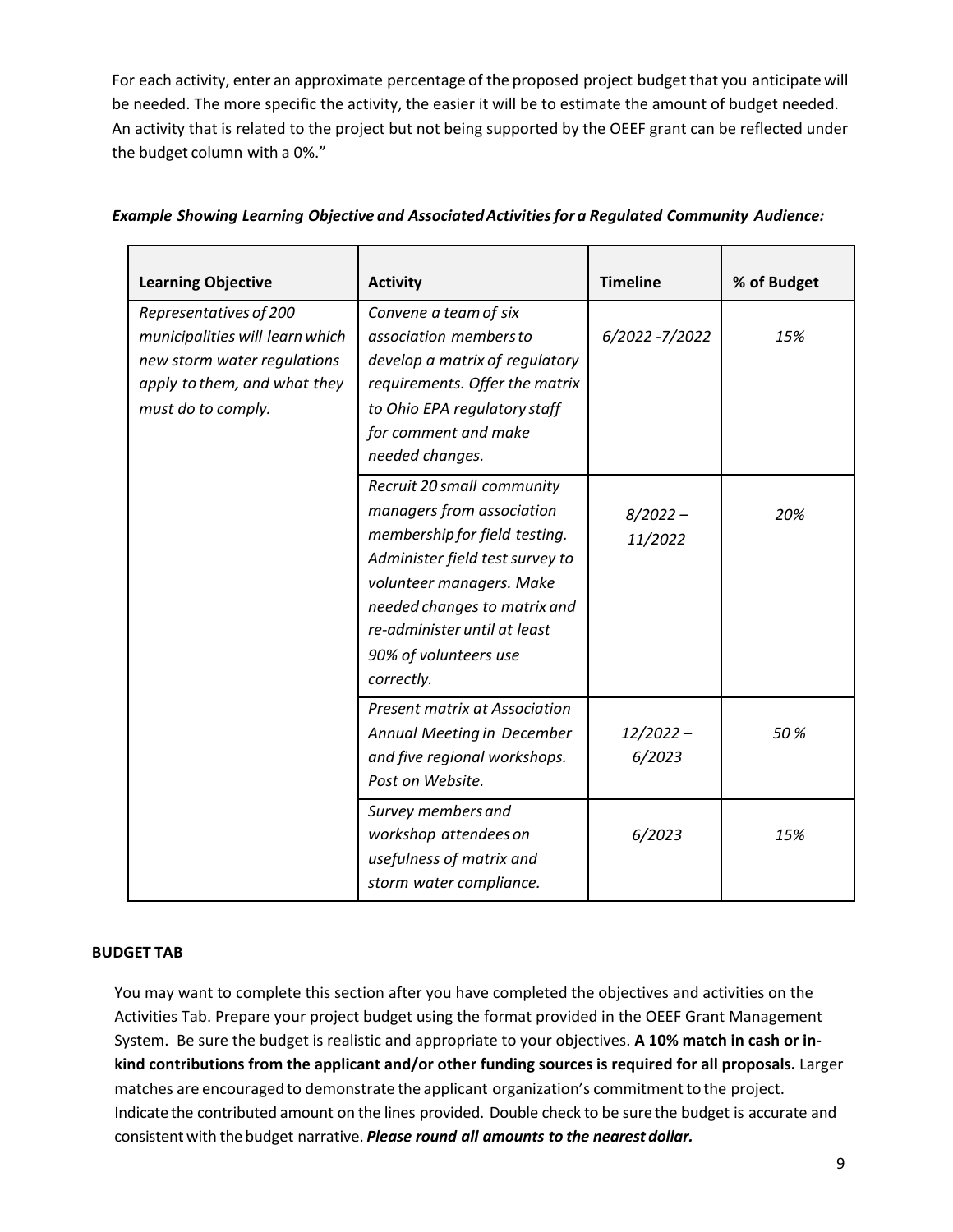For each activity, enter an approximate percentage of the proposed project budget that you anticipate will be needed. The more specific the activity, the easier it will be to estimate the amount of budget needed. An activity that is related to the project but not being supported by the OEEF grant can be reflected under the budget column with a 0%."

***Example Showing Learning Objective and Associated Activities for a Regulated Community Audience:***

| Learning Objective | Activity | Timeline | % of Budget |
|---|---|---|---|
| *Representatives of 200 municipalities will learn which new storm water regulations apply to them, and what they must do to comply.* | *Convene a team of six association members to develop a matrix of regulatory requirements. Offer the matrix to Ohio EPA regulatory staff for comment and make needed changes.* | *6/2022 -7/2022* | *15%* |
| | *Recruit 20 small community managers from association membership for field testing. Administer field test survey to volunteer managers. Make needed changes to matrix and re-administer until at least 90% of volunteers use correctly.* | *8/2022 – 11/2022* | *20%* |
| | *Present matrix at Association Annual Meeting in December and five regional workshops. Post on Website.* | *12/2022 – 6/2023* | *50 %* |
| | *Survey members and workshop attendees on usefulness of matrix and storm water compliance.* | *6/2023* | *15%* |

**BUDGET TAB**

You may want to complete this section after you have completed the objectives and activities on the Activities Tab. Prepare your project budget using the format provided in the OEEF Grant Management System. Be sure the budget is realistic and appropriate to your objectives. **A 10% match in cash or in-kind contributions from the applicant and/or other funding sources is required for all proposals.** Larger matches are encouraged to demonstrate the applicant organization's commitment to the project. Indicate the contributed amount on the lines provided. Double check to be sure the budget is accurate and consistent with the budget narrative. ***Please round all amounts to the nearest dollar.***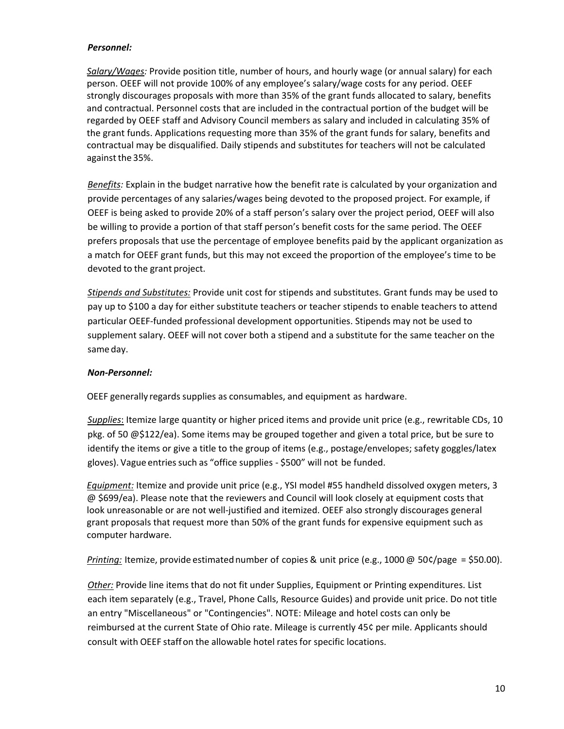***Personnel:***

*Salary/Wages:* Provide position title, number of hours, and hourly wage (or annual salary) for each person. OEEF will not provide 100% of any employee's salary/wage costs for any period. OEEF strongly discourages proposals with more than 35% of the grant funds allocated to salary, benefits and contractual. Personnel costs that are included in the contractual portion of the budget will be regarded by OEEF staff and Advisory Council members as salary and included in calculating 35% of the grant funds. Applications requesting more than 35% of the grant funds for salary, benefits and contractual may be disqualified. Daily stipends and substitutes for teachers will not be calculated against the 35%.

*Benefits:* Explain in the budget narrative how the benefit rate is calculated by your organization and provide percentages of any salaries/wages being devoted to the proposed project. For example, if OEEF is being asked to provide 20% of a staff person's salary over the project period, OEEF will also be willing to provide a portion of that staff person's benefit costs for the same period. The OEEF prefers proposals that use the percentage of employee benefits paid by the applicant organization as a match for OEEF grant funds, but this may not exceed the proportion of the employee's time to be devoted to the grant project.

*Stipends and Substitutes:* Provide unit cost for stipends and substitutes. Grant funds may be used to pay up to $100 a day for either substitute teachers or teacher stipends to enable teachers to attend particular OEEF-funded professional development opportunities. Stipends may not be used to supplement salary. OEEF will not cover both a stipend and a substitute for the same teacher on the same day.

***Non-Personnel:***

OEEF generally regards supplies as consumables, and equipment as hardware.

*Supplies*: Itemize large quantity or higher priced items and provide unit price (e.g., rewritable CDs, 10 pkg. of 50 @$122/ea). Some items may be grouped together and given a total price, but be sure to identify the items or give a title to the group of items (e.g., postage/envelopes; safety goggles/latex gloves). Vague entries such as "office supplies - $500" will not be funded.

*Equipment:* Itemize and provide unit price (e.g., YSI model #55 handheld dissolved oxygen meters, 3 @ $699/ea). Please note that the reviewers and Council will look closely at equipment costs that look unreasonable or are not well-justified and itemized. OEEF also strongly discourages general grant proposals that request more than 50% of the grant funds for expensive equipment such as computer hardware.

*Printing:* Itemize, provide estimated number of copies & unit price (e.g., 1000 @ 50¢/page = $50.00).

*Other:* Provide line items that do not fit under Supplies, Equipment or Printing expenditures. List each item separately (e.g., Travel, Phone Calls, Resource Guides) and provide unit price. Do not title an entry "Miscellaneous" or "Contingencies". NOTE: Mileage and hotel costs can only be reimbursed at the current State of Ohio rate. Mileage is currently 45¢ per mile. Applicants should consult with OEEF staff on the allowable hotel rates for specific locations.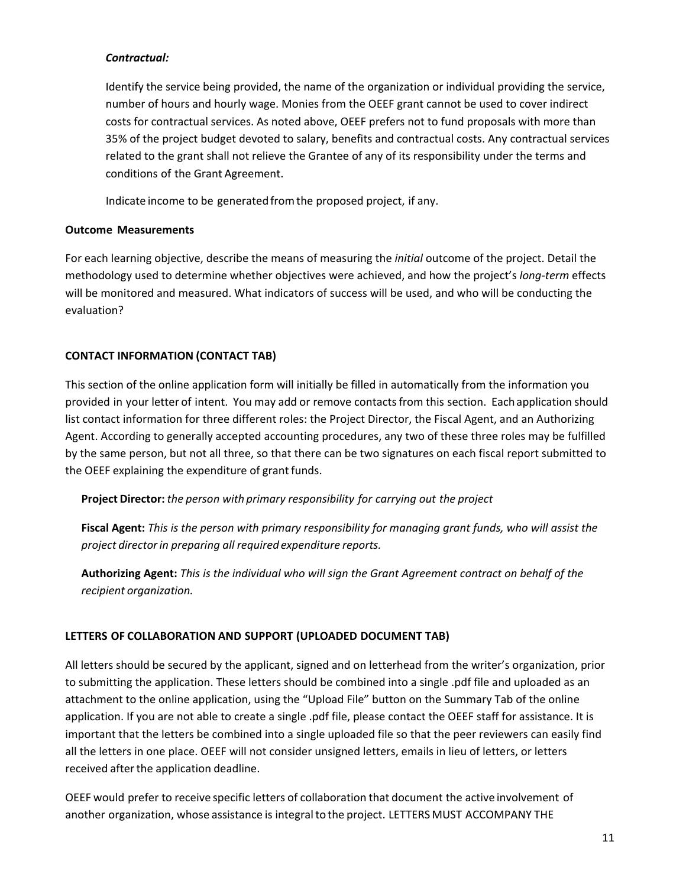***Contractual:***

Identify the service being provided, the name of the organization or individual providing the service, number of hours and hourly wage. Monies from the OEEF grant cannot be used to cover indirect costs for contractual services. As noted above, OEEF prefers not to fund proposals with more than 35% of the project budget devoted to salary, benefits and contractual costs. Any contractual services related to the grant shall not relieve the Grantee of any of its responsibility under the terms and conditions of the Grant Agreement.

Indicate income to be generated from the proposed project, if any.

**Outcome Measurements**

For each learning objective, describe the means of measuring the *initial* outcome of the project. Detail the methodology used to determine whether objectives were achieved, and how the project's *long-term* effects will be monitored and measured. What indicators of success will be used, and who will be conducting the evaluation?

**CONTACT INFORMATION (CONTACT TAB)**

This section of the online application form will initially be filled in automatically from the information you provided in your letter of intent. You may add or remove contacts from this section. Each application should list contact information for three different roles: the Project Director, the Fiscal Agent, and an Authorizing Agent. According to generally accepted accounting procedures, any two of these three roles may be fulfilled by the same person, but not all three, so that there can be two signatures on each fiscal report submitted to the OEEF explaining the expenditure of grant funds.

**Project Director:** *the person with primary responsibility for carrying out the project*

**Fiscal Agent:** *This is the person with primary responsibility for managing grant funds, who will assist the project director in preparing all required expenditure reports.*

**Authorizing Agent:** *This is the individual who will sign the Grant Agreement contract on behalf of the recipient organization.*

**LETTERS OF COLLABORATION AND SUPPORT (UPLOADED DOCUMENT TAB)**

All letters should be secured by the applicant, signed and on letterhead from the writer's organization, prior to submitting the application. These letters should be combined into a single .pdf file and uploaded as an attachment to the online application, using the "Upload File" button on the Summary Tab of the online application. If you are not able to create a single .pdf file, please contact the OEEF staff for assistance. It is important that the letters be combined into a single uploaded file so that the peer reviewers can easily find all the letters in one place. OEEF will not consider unsigned letters, emails in lieu of letters, or letters received after the application deadline.

OEEF would prefer to receive specific letters of collaboration that document the active involvement of another organization, whose assistance is integral to the project. LETTERS MUST ACCOMPANY THE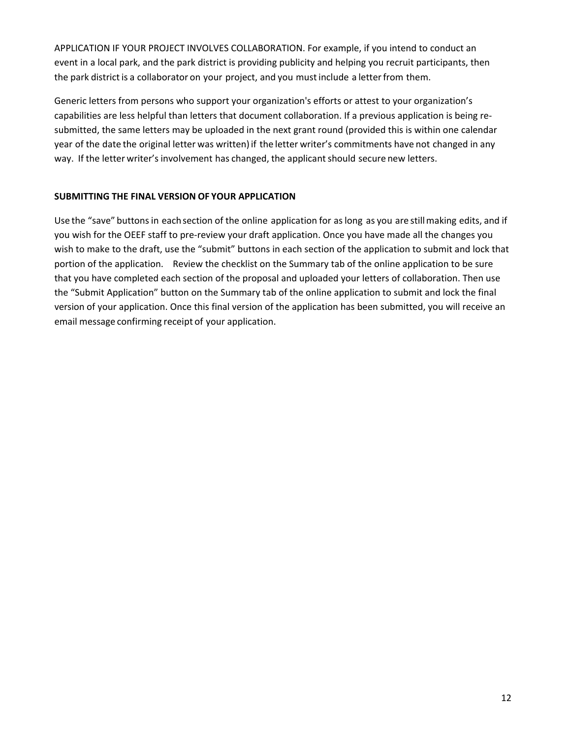APPLICATION IF YOUR PROJECT INVOLVES COLLABORATION. For example, if you intend to conduct an event in a local park, and the park district is providing publicity and helping you recruit participants, then the park district is a collaborator on your project, and you must include a letter from them.

Generic letters from persons who support your organization's efforts or attest to your organization's capabilities are less helpful than letters that document collaboration. If a previous application is being re-submitted, the same letters may be uploaded in the next grant round (provided this is within one calendar year of the date the original letter was written) if the letter writer's commitments have not changed in any way. If the letter writer's involvement has changed, the applicant should secure new letters.

**SUBMITTING THE FINAL VERSION OF YOUR APPLICATION**

Use the "save" buttons in each section of the online application for as long as you are still making edits, and if you wish for the OEEF staff to pre-review your draft application. Once you have made all the changes you wish to make to the draft, use the "submit" buttons in each section of the application to submit and lock that portion of the application. Review the checklist on the Summary tab of the online application to be sure that you have completed each section of the proposal and uploaded your letters of collaboration. Then use the "Submit Application" button on the Summary tab of the online application to submit and lock the final version of your application. Once this final version of the application has been submitted, you will receive an email message confirming receipt of your application.